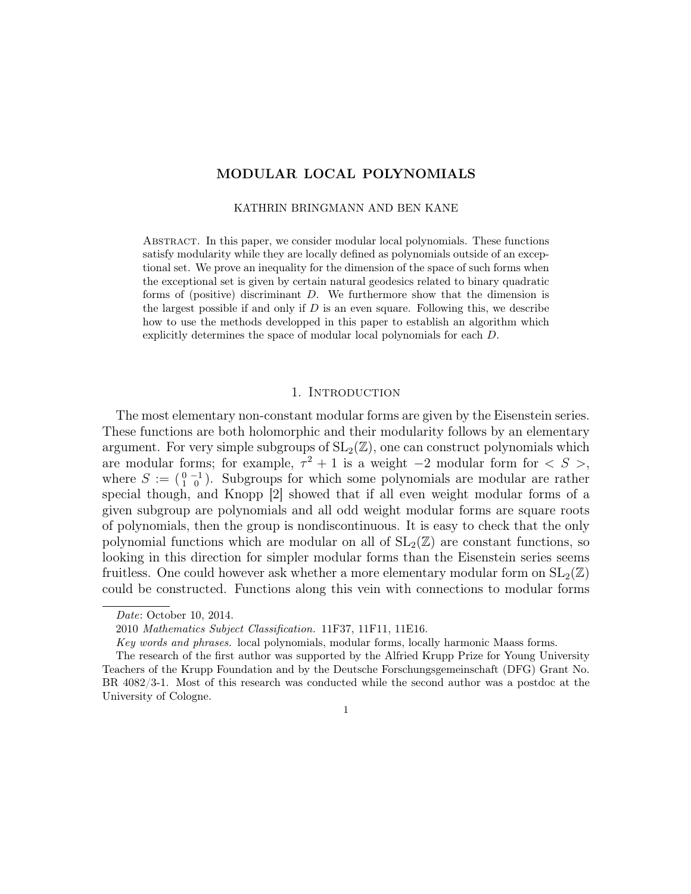# MODULAR LOCAL POLYNOMIALS

KATHRIN BRINGMANN AND BEN KANE

Abstract. In this paper, we consider modular local polynomials. These functions satisfy modularity while they are locally defined as polynomials outside of an exceptional set. We prove an inequality for the dimension of the space of such forms when the exceptional set is given by certain natural geodesics related to binary quadratic forms of (positive) discriminant $D$. We furthermore show that the dimension is the largest possible if and only if $D$ is an even square. Following this, we describe how to use the methods developped in this paper to establish an algorithm which explicitly determines the space of modular local polynomials for each $D$.

## 1. Introduction

The most elementary non-constant modular forms are given by the Eisenstein series. These functions are both holomorphic and their modularity follows by an elementary argument. For very simple subgroups of $\mathrm{SL}_2(\mathbb{Z})$, one can construct polynomials which are modular forms; for example, $\tau^2 + 1$ is a weight $-2$ modular form for $< S >$, where $S := \left(\begin{smallmatrix} 0 & -1 \\ 1 & 0 \end{smallmatrix}\right)$. Subgroups for which some polynomials are modular are rather special though, and Knopp [2] showed that if all even weight modular forms of a given subgroup are polynomials and all odd weight modular forms are square roots of polynomials, then the group is nondiscontinuous. It is easy to check that the only polynomial functions which are modular on all of $\mathrm{SL}_2(\mathbb{Z})$ are constant functions, so looking in this direction for simpler modular forms than the Eisenstein series seems fruitless. One could however ask whether a more elementary modular form on $\mathrm{SL}_2(\mathbb{Z})$ could be constructed. Functions along this vein with connections to modular forms

---

*Date*: October 10, 2014.

2010 *Mathematics Subject Classification.* 11F37, 11F11, 11E16.

*Key words and phrases.* local polynomials, modular forms, locally harmonic Maass forms.

The research of the first author was supported by the Alfried Krupp Prize for Young University Teachers of the Krupp Foundation and by the Deutsche Forschungsgemeinschaft (DFG) Grant No. BR 4082/3-1. Most of this research was conducted while the second author was a postdoc at the University of Cologne.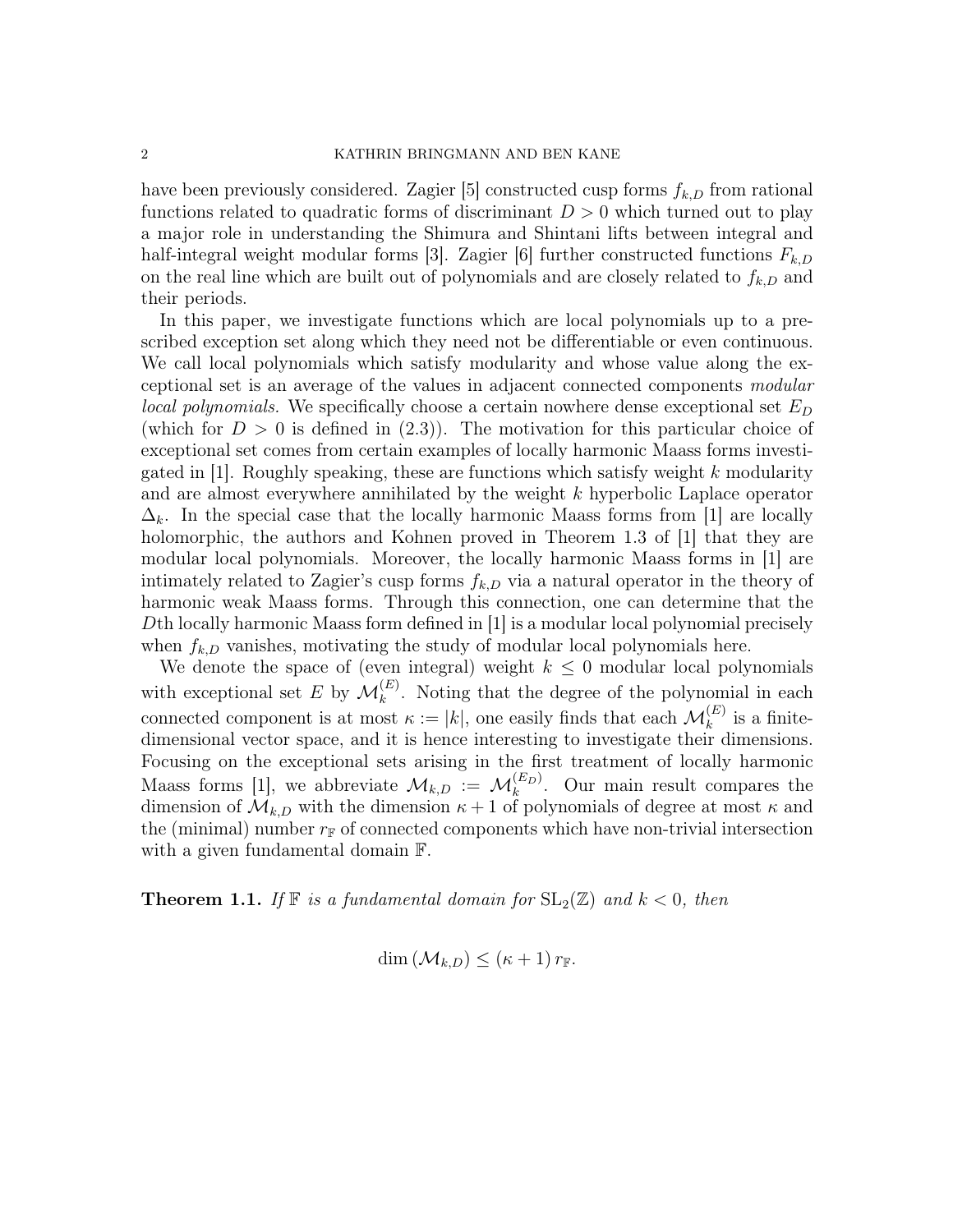have been previously considered. Zagier [5] constructed cusp forms $f_{k,D}$ from rational functions related to quadratic forms of discriminant $D > 0$ which turned out to play a major role in understanding the Shimura and Shintani lifts between integral and half-integral weight modular forms [3]. Zagier [6] further constructed functions $F_{k,D}$ on the real line which are built out of polynomials and are closely related to $f_{k,D}$ and their periods.

In this paper, we investigate functions which are local polynomials up to a prescribed exception set along which they need not be differentiable or even continuous. We call local polynomials which satisfy modularity and whose value along the exceptional set is an average of the values in adjacent connected components *modular local polynomials*. We specifically choose a certain nowhere dense exceptional set $E_D$ (which for $D > 0$ is defined in (2.3)). The motivation for this particular choice of exceptional set comes from certain examples of locally harmonic Maass forms investigated in [1]. Roughly speaking, these are functions which satisfy weight $k$ modularity and are almost everywhere annihilated by the weight $k$ hyperbolic Laplace operator $\Delta_k$. In the special case that the locally harmonic Maass forms from [1] are locally holomorphic, the authors and Kohnen proved in Theorem 1.3 of [1] that they are modular local polynomials. Moreover, the locally harmonic Maass forms in [1] are intimately related to Zagier's cusp forms $f_{k,D}$ via a natural operator in the theory of harmonic weak Maass forms. Through this connection, one can determine that the $D$th locally harmonic Maass form defined in [1] is a modular local polynomial precisely when $f_{k,D}$ vanishes, motivating the study of modular local polynomials here.

We denote the space of (even integral) weight $k \leq 0$ modular local polynomials with exceptional set $E$ by $\mathcal{M}_k^{(E)}$. Noting that the degree of the polynomial in each connected component is at most $\kappa := |k|$, one easily finds that each $\mathcal{M}_k^{(E)}$ is a finite-dimensional vector space, and it is hence interesting to investigate their dimensions. Focusing on the exceptional sets arising in the first treatment of locally harmonic Maass forms [1], we abbreviate $\mathcal{M}_{k,D} := \mathcal{M}_k^{(E_D)}$. Our main result compares the dimension of $\mathcal{M}_{k,D}$ with the dimension $\kappa + 1$ of polynomials of degree at most $\kappa$ and the (minimal) number $r_{\mathbb{F}}$ of connected components which have non-trivial intersection with a given fundamental domain $\mathbb{F}$.

**Theorem 1.1.** *If $\mathbb{F}$ is a fundamental domain for $\mathrm{SL}_2(\mathbb{Z})$ and $k < 0$, then*

$$\dim\left(\mathcal{M}_{k,D}\right) \leq (\kappa + 1)\, r_{\mathbb{F}}.$$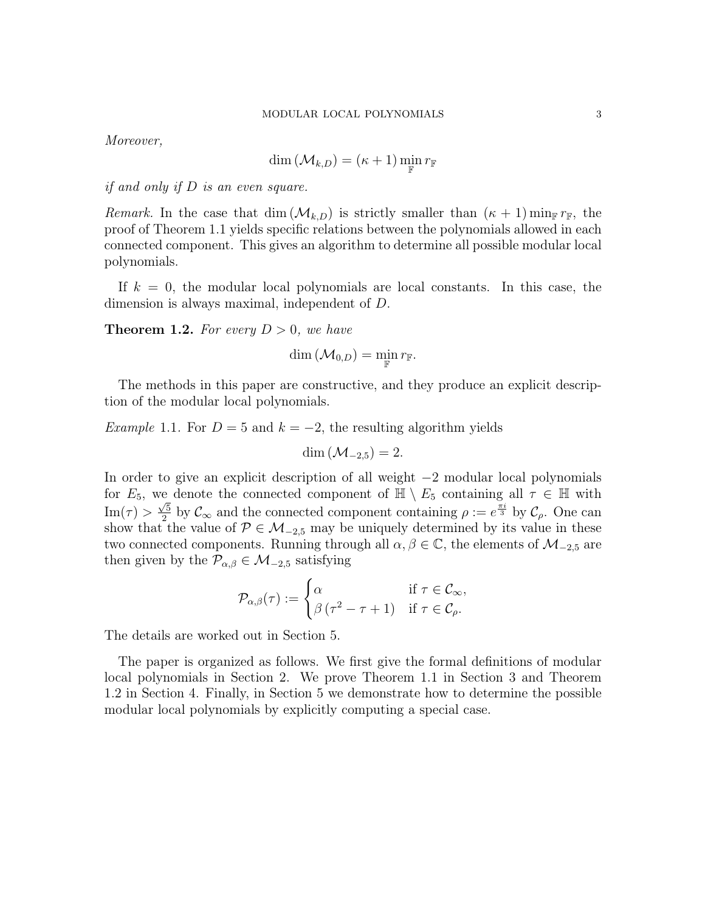*Moreover,*

$$\dim\left(\mathcal{M}_{k,D}\right) = (\kappa+1)\min_{\mathbb{F}} r_{\mathbb{F}}$$

*if and only if $D$ is an even square.*

*Remark.* In the case that $\dim\left(\mathcal{M}_{k,D}\right)$ is strictly smaller than $(\kappa+1)\min_{\mathbb{F}} r_{\mathbb{F}}$, the proof of Theorem 1.1 yields specific relations between the polynomials allowed in each connected component. This gives an algorithm to determine all possible modular local polynomials.

If $k=0$, the modular local polynomials are local constants. In this case, the dimension is always maximal, independent of $D$.

**Theorem 1.2.** *For every $D>0$, we have*

$$\dim\left(\mathcal{M}_{0,D}\right) = \min_{\mathbb{F}} r_{\mathbb{F}}.$$

The methods in this paper are constructive, and they produce an explicit description of the modular local polynomials.

*Example* 1.1. For $D=5$ and $k=-2$, the resulting algorithm yields

$$\dim\left(\mathcal{M}_{-2,5}\right) = 2.$$

In order to give an explicit description of all weight $-2$ modular local polynomials for $E_5$, we denote the connected component of $\mathbb{H}\setminus E_5$ containing all $\tau\in\mathbb{H}$ with $\mathrm{Im}(\tau)>\frac{\sqrt{5}}{2}$ by $\mathcal{C}_\infty$ and the connected component containing $\rho := e^{\frac{\pi i}{3}}$ by $\mathcal{C}_\rho$. One can show that the value of $\mathcal{P}\in\mathcal{M}_{-2,5}$ may be uniquely determined by its value in these two connected components. Running through all $\alpha,\beta\in\mathbb{C}$, the elements of $\mathcal{M}_{-2,5}$ are then given by the $\mathcal{P}_{\alpha,\beta}\in\mathcal{M}_{-2,5}$ satisfying

$$\mathcal{P}_{\alpha,\beta}(\tau) := \begin{cases} \alpha & \text{if } \tau\in\mathcal{C}_\infty, \\ \beta\left(\tau^2-\tau+1\right) & \text{if } \tau\in\mathcal{C}_\rho. \end{cases}$$

The details are worked out in Section 5.

The paper is organized as follows. We first give the formal definitions of modular local polynomials in Section 2. We prove Theorem 1.1 in Section 3 and Theorem 1.2 in Section 4. Finally, in Section 5 we demonstrate how to determine the possible modular local polynomials by explicitly computing a special case.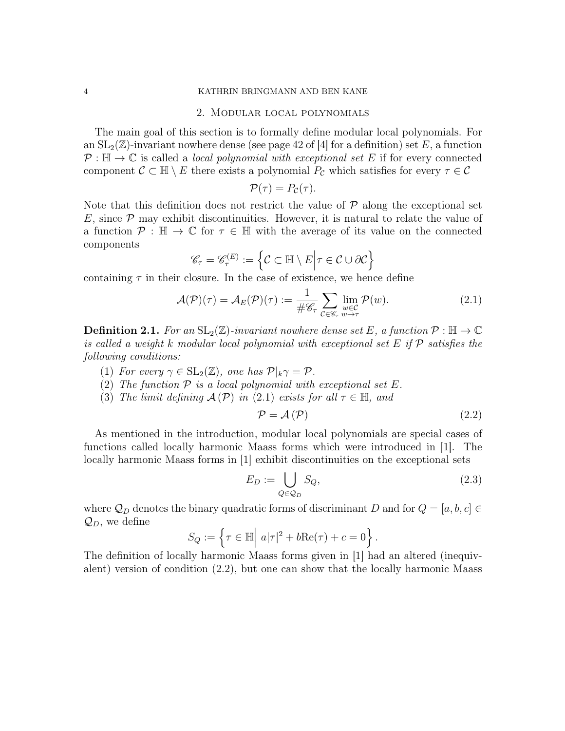## 2. Modular local polynomials

The main goal of this section is to formally define modular local polynomials. For an $\mathrm{SL}_2(\mathbb{Z})$-invariant nowhere dense (see page 42 of [4] for a definition) set $E$, a function $\mathcal{P} : \mathbb{H} \to \mathbb{C}$ is called a *local polynomial with exceptional set $E$* if for every connected component $\mathcal{C} \subset \mathbb{H} \setminus E$ there exists a polynomial $P_\mathcal{C}$ which satisfies for every $\tau \in \mathcal{C}$

$$\mathcal{P}(\tau) = P_\mathcal{C}(\tau).$$

Note that this definition does not restrict the value of $\mathcal{P}$ along the exceptional set $E$, since $\mathcal{P}$ may exhibit discontinuities. However, it is natural to relate the value of a function $\mathcal{P} : \mathbb{H} \to \mathbb{C}$ for $\tau \in \mathbb{H}$ with the average of its value on the connected components

$$\mathscr{C}_\tau = \mathscr{C}_\tau^{(E)} := \left\{ \mathcal{C} \subset \mathbb{H} \setminus E \middle| \tau \in \mathcal{C} \cup \partial\mathcal{C} \right\}$$

containing $\tau$ in their closure. In the case of existence, we hence define

$$\mathcal{A}(\mathcal{P})(\tau) = \mathcal{A}_E(\mathcal{P})(\tau) := \frac{1}{\#\mathscr{C}_\tau} \sum_{\mathcal{C} \in \mathscr{C}_\tau} \lim_{\substack{w \in \mathcal{C} \\ w \to \tau}} \mathcal{P}(w). \tag{2.1}$$

**Definition 2.1.** *For an $\mathrm{SL}_2(\mathbb{Z})$-invariant nowhere dense set $E$, a function $\mathcal{P} : \mathbb{H} \to \mathbb{C}$ is called a weight $k$ modular local polynomial with exceptional set $E$ if $\mathcal{P}$ satisfies the following conditions:*

1. *For every $\gamma \in \mathrm{SL}_2(\mathbb{Z})$, one has $\mathcal{P}|_k\gamma = \mathcal{P}$.*
2. *The function $\mathcal{P}$ is a local polynomial with exceptional set $E$.*
3. *The limit defining $\mathcal{A}(\mathcal{P})$ in (2.1) exists for all $\tau \in \mathbb{H}$, and*

$$\mathcal{P} = \mathcal{A}(\mathcal{P}) \tag{2.2}$$

As mentioned in the introduction, modular local polynomials are special cases of functions called locally harmonic Maass forms which were introduced in [1]. The locally harmonic Maass forms in [1] exhibit discontinuities on the exceptional sets

$$E_D := \bigcup_{Q \in \mathcal{Q}_D} S_Q, \tag{2.3}$$

where $\mathcal{Q}_D$ denotes the binary quadratic forms of discriminant $D$ and for $Q = [a, b, c] \in \mathcal{Q}_D$, we define

$$S_Q := \left\{ \tau \in \mathbb{H} \middle| \, a|\tau|^2 + b\mathrm{Re}(\tau) + c = 0 \right\}.$$

The definition of locally harmonic Maass forms given in [1] had an altered (inequivalent) version of condition (2.2), but one can show that the locally harmonic Maass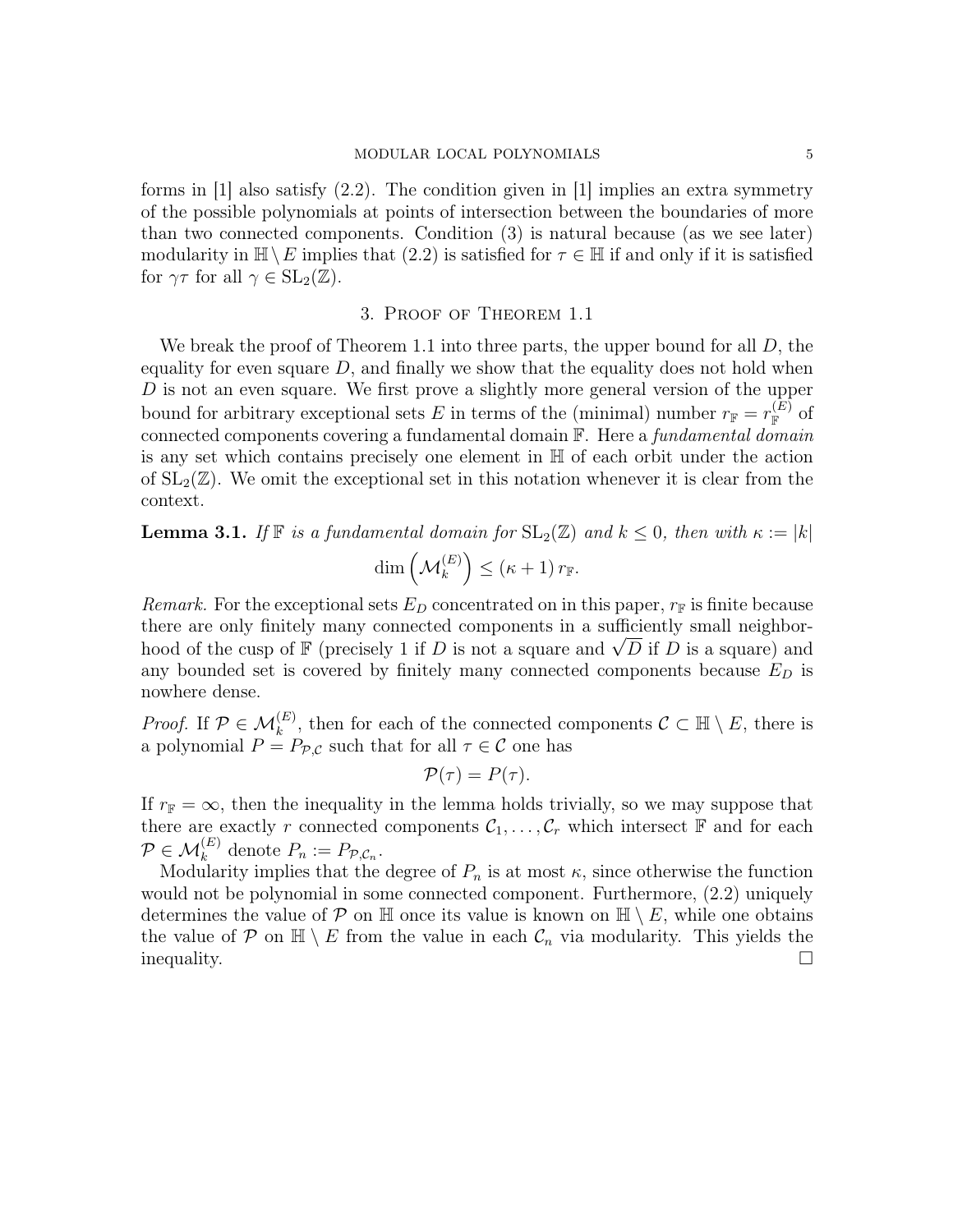forms in [1] also satisfy (2.2). The condition given in [1] implies an extra symmetry of the possible polynomials at points of intersection between the boundaries of more than two connected components. Condition (3) is natural because (as we see later) modularity in $\mathbb{H} \setminus E$ implies that (2.2) is satisfied for $\tau \in \mathbb{H}$ if and only if it is satisfied for $\gamma\tau$ for all $\gamma \in \mathrm{SL}_2(\mathbb{Z})$.

## 3. Proof of Theorem 1.1

We break the proof of Theorem 1.1 into three parts, the upper bound for all $D$, the equality for even square $D$, and finally we show that the equality does not hold when $D$ is not an even square. We first prove a slightly more general version of the upper bound for arbitrary exceptional sets $E$ in terms of the (minimal) number $r_{\mathbb{F}} = r_{\mathbb{F}}^{(E)}$ of connected components covering a fundamental domain $\mathbb{F}$. Here a *fundamental domain* is any set which contains precisely one element in $\mathbb{H}$ of each orbit under the action of $\mathrm{SL}_2(\mathbb{Z})$. We omit the exceptional set in this notation whenever it is clear from the context.

**Lemma 3.1.** *If $\mathbb{F}$ is a fundamental domain for $\mathrm{SL}_2(\mathbb{Z})$ and $k \leq 0$, then with $\kappa := |k|$*

$$\dim\left(\mathcal{M}_k^{(E)}\right) \leq (\kappa + 1)\, r_{\mathbb{F}}.$$

*Remark.* For the exceptional sets $E_D$ concentrated on in this paper, $r_{\mathbb{F}}$ is finite because there are only finitely many connected components in a sufficiently small neighborhood of the cusp of $\mathbb{F}$ (precisely 1 if $D$ is not a square and $\sqrt{D}$ if $D$ is a square) and any bounded set is covered by finitely many connected components because $E_D$ is nowhere dense.

*Proof.* If $\mathcal{P} \in \mathcal{M}_k^{(E)}$, then for each of the connected components $\mathcal{C} \subset \mathbb{H} \setminus E$, there is a polynomial $P = P_{\mathcal{P},\mathcal{C}}$ such that for all $\tau \in \mathcal{C}$ one has

$$\mathcal{P}(\tau) = P(\tau).$$

If $r_{\mathbb{F}} = \infty$, then the inequality in the lemma holds trivially, so we may suppose that there are exactly $r$ connected components $\mathcal{C}_1, \ldots, \mathcal{C}_r$ which intersect $\mathbb{F}$ and for each $\mathcal{P} \in \mathcal{M}_k^{(E)}$ denote $P_n := P_{\mathcal{P},\mathcal{C}_n}$.

Modularity implies that the degree of $P_n$ is at most $\kappa$, since otherwise the function would not be polynomial in some connected component. Furthermore, (2.2) uniquely determines the value of $\mathcal{P}$ on $\mathbb{H}$ once its value is known on $\mathbb{H} \setminus E$, while one obtains the value of $\mathcal{P}$ on $\mathbb{H} \setminus E$ from the value in each $\mathcal{C}_n$ via modularity. This yields the inequality. $\square$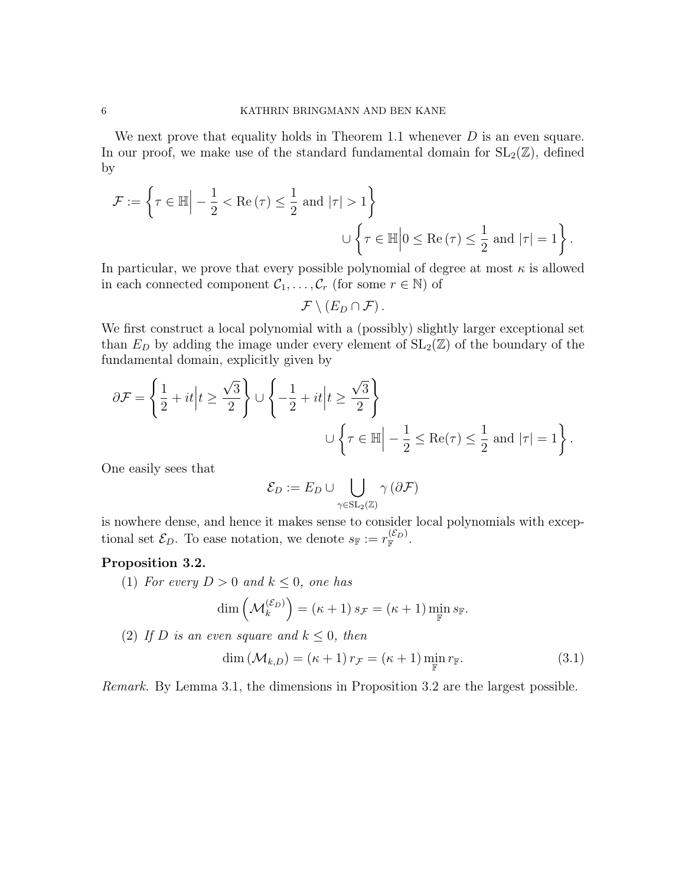We next prove that equality holds in Theorem 1.1 whenever $D$ is an even square. In our proof, we make use of the standard fundamental domain for $\mathrm{SL}_2(\mathbb{Z})$, defined by

$$\mathcal{F} := \left\{\tau \in \mathbb{H}\Big| -\frac{1}{2} < \mathrm{Re}\,(\tau) \leq \frac{1}{2} \text{ and } |\tau| > 1\right\} \cup \left\{\tau \in \mathbb{H}\Big| 0 \leq \mathrm{Re}\,(\tau) \leq \frac{1}{2} \text{ and } |\tau| = 1\right\}.$$

In particular, we prove that every possible polynomial of degree at most $\kappa$ is allowed in each connected component $\mathcal{C}_1, \ldots, \mathcal{C}_r$ (for some $r \in \mathbb{N}$) of

$$\mathcal{F} \setminus (E_D \cap \mathcal{F}).$$

We first construct a local polynomial with a (possibly) slightly larger exceptional set than $E_D$ by adding the image under every element of $\mathrm{SL}_2(\mathbb{Z})$ of the boundary of the fundamental domain, explicitly given by

$$\partial\mathcal{F} = \left\{\frac{1}{2} + it\Big| t \geq \frac{\sqrt{3}}{2}\right\} \cup \left\{-\frac{1}{2} + it\Big| t \geq \frac{\sqrt{3}}{2}\right\} \cup \left\{\tau \in \mathbb{H}\Big| -\frac{1}{2} \leq \mathrm{Re}(\tau) \leq \frac{1}{2} \text{ and } |\tau| = 1\right\}.$$

One easily sees that

$$\mathcal{E}_D := E_D \cup \bigcup_{\gamma \in \mathrm{SL}_2(\mathbb{Z})} \gamma\,(\partial\mathcal{F})$$

is nowhere dense, and hence it makes sense to consider local polynomials with exceptional set $\mathcal{E}_D$. To ease notation, we denote $s_{\mathbb{F}} := r_{\mathbb{F}}^{(\mathcal{E}_D)}$.

**Proposition 3.2.**

(1) *For every $D > 0$ and $k \leq 0$, one has*

$$\dim\left(\mathcal{M}_k^{(\mathcal{E}_D)}\right) = (\kappa + 1)\, s_{\mathcal{F}} = (\kappa + 1) \min_{\mathbb{F}} s_{\mathbb{F}}.$$

(2) *If $D$ is an even square and $k \leq 0$, then*

$$\dim\left(\mathcal{M}_{k,D}\right) = (\kappa + 1)\, r_{\mathcal{F}} = (\kappa + 1) \min_{\mathbb{F}} r_{\mathbb{F}}. \tag{3.1}$$

*Remark.* By Lemma 3.1, the dimensions in Proposition 3.2 are the largest possible.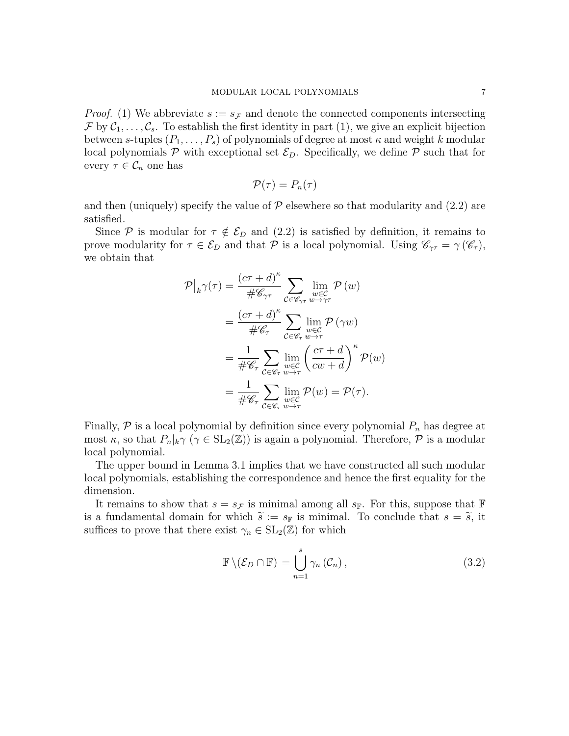*Proof.* (1) We abbreviate $s := s_{\mathcal{F}}$ and denote the connected components intersecting $\mathcal{F}$ by $\mathcal{C}_1, \ldots, \mathcal{C}_s$. To establish the first identity in part (1), we give an explicit bijection between $s$-tuples $(P_1, \ldots, P_s)$ of polynomials of degree at most $\kappa$ and weight $k$ modular local polynomials $\mathcal{P}$ with exceptional set $\mathcal{E}_D$. Specifically, we define $\mathcal{P}$ such that for every $\tau \in \mathcal{C}_n$ one has

$$\mathcal{P}(\tau) = P_n(\tau)$$

and then (uniquely) specify the value of $\mathcal{P}$ elsewhere so that modularity and (2.2) are satisfied.

Since $\mathcal{P}$ is modular for $\tau \notin \mathcal{E}_D$ and (2.2) is satisfied by definition, it remains to prove modularity for $\tau \in \mathcal{E}_D$ and that $\mathcal{P}$ is a local polynomial. Using $\mathscr{C}_{\gamma\tau} = \gamma(\mathscr{C}_\tau)$, we obtain that

$$\begin{aligned}
\mathcal{P}\big|_k \gamma(\tau) &= \frac{(c\tau + d)^\kappa}{\#\mathscr{C}_{\gamma\tau}} \sum_{\mathcal{C} \in \mathscr{C}_{\gamma\tau}} \lim_{\substack{w \in \mathcal{C} \\ w \to \gamma\tau}} \mathcal{P}(w) \\
&= \frac{(c\tau + d)^\kappa}{\#\mathscr{C}_{\tau}} \sum_{\mathcal{C} \in \mathscr{C}_{\tau}} \lim_{\substack{w \in \mathcal{C} \\ w \to \tau}} \mathcal{P}(\gamma w) \\
&= \frac{1}{\#\mathscr{C}_{\tau}} \sum_{\mathcal{C} \in \mathscr{C}_{\tau}} \lim_{\substack{w \in \mathcal{C} \\ w \to \tau}} \left(\frac{c\tau + d}{cw + d}\right)^\kappa \mathcal{P}(w) \\
&= \frac{1}{\#\mathscr{C}_{\tau}} \sum_{\mathcal{C} \in \mathscr{C}_{\tau}} \lim_{\substack{w \in \mathcal{C} \\ w \to \tau}} \mathcal{P}(w) = \mathcal{P}(\tau).
\end{aligned}$$

Finally, $\mathcal{P}$ is a local polynomial by definition since every polynomial $P_n$ has degree at most $\kappa$, so that $P_n|_k\gamma$ ($\gamma \in \mathrm{SL}_2(\mathbb{Z})$) is again a polynomial. Therefore, $\mathcal{P}$ is a modular local polynomial.

The upper bound in Lemma 3.1 implies that we have constructed all such modular local polynomials, establishing the correspondence and hence the first equality for the dimension.

It remains to show that $s = s_{\mathcal{F}}$ is minimal among all $s_{\mathbb{F}}$. For this, suppose that $\mathbb{F}$ is a fundamental domain for which $\widetilde{s} := s_{\mathbb{F}}$ is minimal. To conclude that $s = \widetilde{s}$, it suffices to prove that there exist $\gamma_n \in \mathrm{SL}_2(\mathbb{Z})$ for which

$$\mathbb{F} \setminus (\mathcal{E}_D \cap \mathbb{F}) = \bigcup_{n=1}^{s} \gamma_n(\mathcal{C}_n), \tag{3.2}$$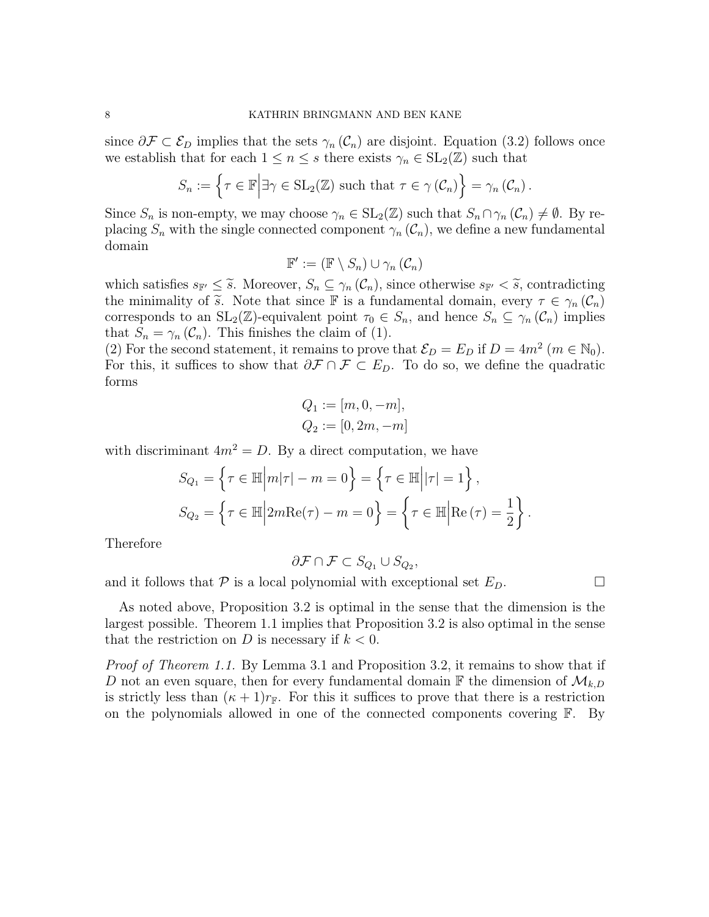since $\partial\mathcal{F} \subset \mathcal{E}_D$ implies that the sets $\gamma_n(\mathcal{C}_n)$ are disjoint. Equation (3.2) follows once we establish that for each $1 \leq n \leq s$ there exists $\gamma_n \in \mathrm{SL}_2(\mathbb{Z})$ such that

$$S_n := \left\{\tau \in \mathbb{F} \middle| \exists \gamma \in \mathrm{SL}_2(\mathbb{Z}) \text{ such that } \tau \in \gamma(\mathcal{C}_n)\right\} = \gamma_n(\mathcal{C}_n).$$

Since $S_n$ is non-empty, we may choose $\gamma_n \in \mathrm{SL}_2(\mathbb{Z})$ such that $S_n \cap \gamma_n(\mathcal{C}_n) \neq \emptyset$. By replacing $S_n$ with the single connected component $\gamma_n(\mathcal{C}_n)$, we define a new fundamental domain

$$\mathbb{F}' := (\mathbb{F} \setminus S_n) \cup \gamma_n(\mathcal{C}_n)$$

which satisfies $s_{\mathbb{F}'} \leq \widetilde{s}$. Moreover, $S_n \subseteq \gamma_n(\mathcal{C}_n)$, since otherwise $s_{\mathbb{F}'} < \widetilde{s}$, contradicting the minimality of $\widetilde{s}$. Note that since $\mathbb{F}$ is a fundamental domain, every $\tau \in \gamma_n(\mathcal{C}_n)$ corresponds to an $\mathrm{SL}_2(\mathbb{Z})$-equivalent point $\tau_0 \in S_n$, and hence $S_n \subseteq \gamma_n(\mathcal{C}_n)$ implies that $S_n = \gamma_n(\mathcal{C}_n)$. This finishes the claim of (1).

(2) For the second statement, it remains to prove that $\mathcal{E}_D = E_D$ if $D = 4m^2$ ($m \in \mathbb{N}_0$). For this, it suffices to show that $\partial\mathcal{F} \cap \mathcal{F} \subset E_D$. To do so, we define the quadratic forms

$$Q_1 := [m, 0, -m],$$
$$Q_2 := [0, 2m, -m]$$

with discriminant $4m^2 = D$. By a direct computation, we have

$$S_{Q_1} = \left\{\tau \in \mathbb{H} \middle| m|\tau| - m = 0\right\} = \left\{\tau \in \mathbb{H} \middle| |\tau| = 1\right\},$$
$$S_{Q_2} = \left\{\tau \in \mathbb{H} \middle| 2m\mathrm{Re}(\tau) - m = 0\right\} = \left\{\tau \in \mathbb{H} \middle| \mathrm{Re}(\tau) = \frac{1}{2}\right\}.$$

Therefore

$$\partial\mathcal{F} \cap \mathcal{F} \subset S_{Q_1} \cup S_{Q_2},$$

and it follows that $\mathcal{P}$ is a local polynomial with exceptional set $E_D$. □

As noted above, Proposition 3.2 is optimal in the sense that the dimension is the largest possible. Theorem 1.1 implies that Proposition 3.2 is also optimal in the sense that the restriction on $D$ is necessary if $k < 0$.

*Proof of Theorem 1.1.* By Lemma 3.1 and Proposition 3.2, it remains to show that if $D$ not an even square, then for every fundamental domain $\mathbb{F}$ the dimension of $\mathcal{M}_{k,D}$ is strictly less than $(\kappa + 1)r_{\mathbb{F}}$. For this it suffices to prove that there is a restriction on the polynomials allowed in one of the connected components covering $\mathbb{F}$. By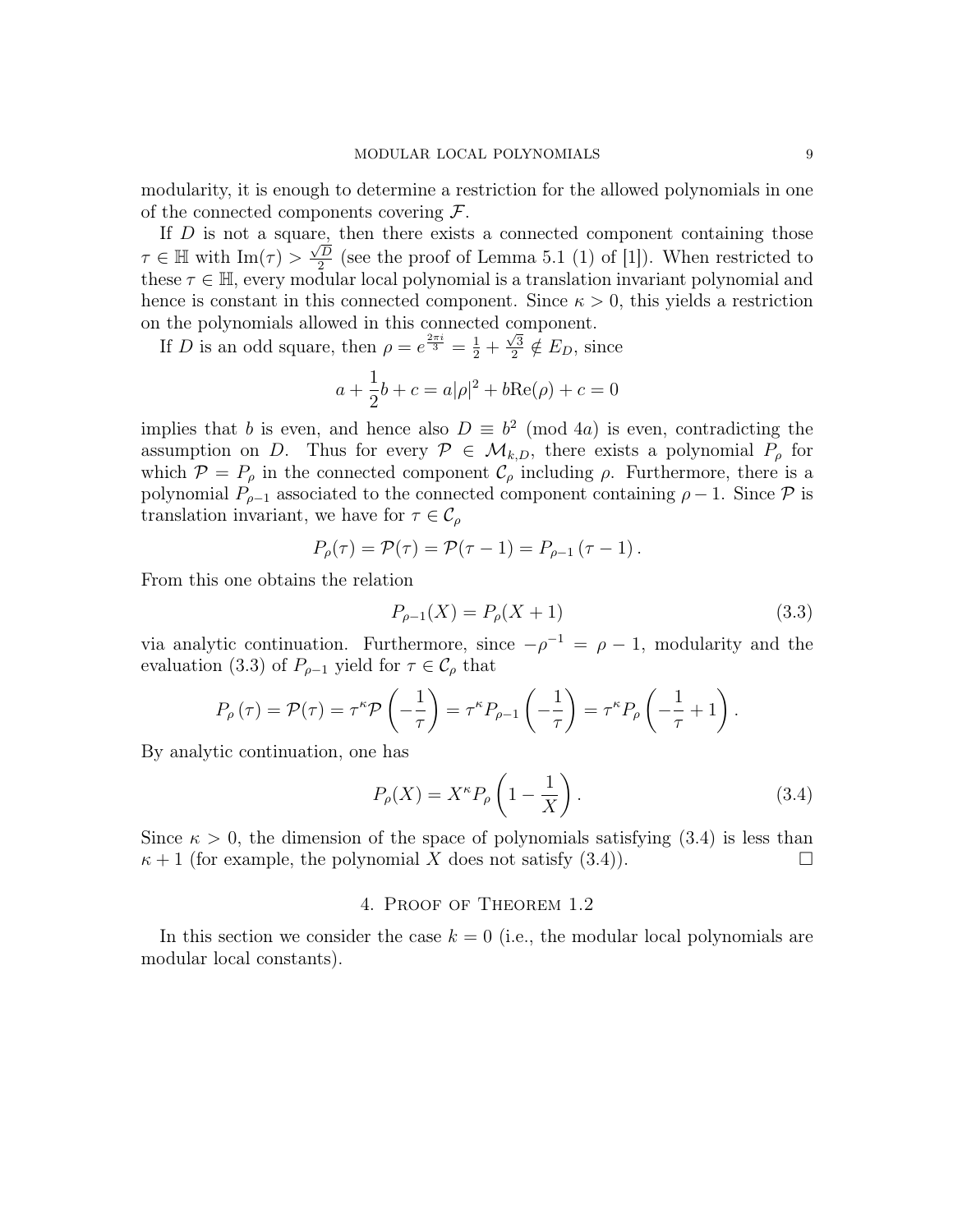modularity, it is enough to determine a restriction for the allowed polynomials in one of the connected components covering $\mathcal{F}$.

If $D$ is not a square, then there exists a connected component containing those $\tau \in \mathbb{H}$ with $\mathrm{Im}(\tau) > \frac{\sqrt{D}}{2}$ (see the proof of Lemma 5.1 (1) of [1]). When restricted to these $\tau \in \mathbb{H}$, every modular local polynomial is a translation invariant polynomial and hence is constant in this connected component. Since $\kappa > 0$, this yields a restriction on the polynomials allowed in this connected component.

If $D$ is an odd square, then $\rho = e^{\frac{2\pi i}{3}} = \frac{1}{2} + \frac{\sqrt{3}}{2} \notin E_D$, since

$$a + \frac{1}{2}b + c = a|\rho|^2 + b\mathrm{Re}(\rho) + c = 0$$

implies that $b$ is even, and hence also $D \equiv b^2 \pmod{4a}$ is even, contradicting the assumption on $D$. Thus for every $\mathcal{P} \in \mathcal{M}_{k,D}$, there exists a polynomial $P_\rho$ for which $\mathcal{P} = P_\rho$ in the connected component $\mathcal{C}_\rho$ including $\rho$. Furthermore, there is a polynomial $P_{\rho-1}$ associated to the connected component containing $\rho - 1$. Since $\mathcal{P}$ is translation invariant, we have for $\tau \in \mathcal{C}_\rho$

$$P_\rho(\tau) = \mathcal{P}(\tau) = \mathcal{P}(\tau - 1) = P_{\rho-1}(\tau - 1).$$

From this one obtains the relation

$$P_{\rho-1}(X) = P_\rho(X + 1) \tag{3.3}$$

via analytic continuation. Furthermore, since $-\rho^{-1} = \rho - 1$, modularity and the evaluation (3.3) of $P_{\rho-1}$ yield for $\tau \in \mathcal{C}_\rho$ that

$$P_\rho(\tau) = \mathcal{P}(\tau) = \tau^\kappa \mathcal{P}\left(-\frac{1}{\tau}\right) = \tau^\kappa P_{\rho-1}\left(-\frac{1}{\tau}\right) = \tau^\kappa P_\rho\left(-\frac{1}{\tau} + 1\right).$$

By analytic continuation, one has

$$P_\rho(X) = X^\kappa P_\rho\left(1 - \frac{1}{X}\right). \tag{3.4}$$

Since $\kappa > 0$, the dimension of the space of polynomials satisfying (3.4) is less than $\kappa + 1$ (for example, the polynomial $X$ does not satisfy (3.4)). □

## 4. Proof of Theorem 1.2

In this section we consider the case $k = 0$ (i.e., the modular local polynomials are modular local constants).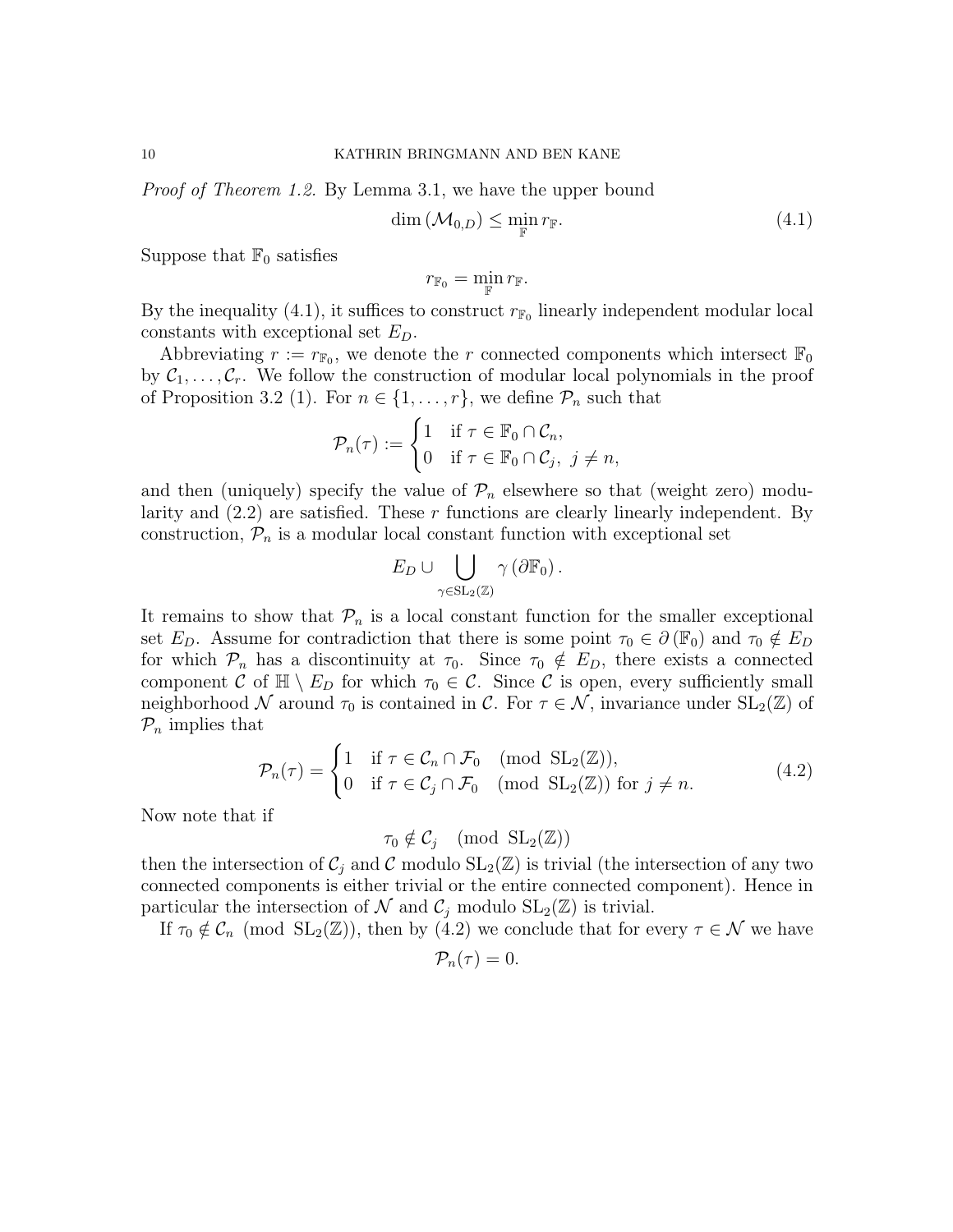*Proof of Theorem 1.2.* By Lemma 3.1, we have the upper bound

$$\dim\left(\mathcal{M}_{0,D}\right) \leq \min_{\mathbb{F}} r_{\mathbb{F}}. \tag{4.1}$$

Suppose that $\mathbb{F}_0$ satisfies

$$r_{\mathbb{F}_0} = \min_{\mathbb{F}} r_{\mathbb{F}}.$$

By the inequality (4.1), it suffices to construct $r_{\mathbb{F}_0}$ linearly independent modular local constants with exceptional set $E_D$.

Abbreviating $r := r_{\mathbb{F}_0}$, we denote the $r$ connected components which intersect $\mathbb{F}_0$ by $\mathcal{C}_1, \ldots, \mathcal{C}_r$. We follow the construction of modular local polynomials in the proof of Proposition 3.2 (1). For $n \in \{1, \ldots, r\}$, we define $\mathcal{P}_n$ such that

$$\mathcal{P}_n(\tau) := \begin{cases} 1 & \text{if } \tau \in \mathbb{F}_0 \cap \mathcal{C}_n, \\ 0 & \text{if } \tau \in \mathbb{F}_0 \cap \mathcal{C}_j,\ j \neq n, \end{cases}$$

and then (uniquely) specify the value of $\mathcal{P}_n$ elsewhere so that (weight zero) modularity and (2.2) are satisfied. These $r$ functions are clearly linearly independent. By construction, $\mathcal{P}_n$ is a modular local constant function with exceptional set

$$E_D \cup \bigcup_{\gamma \in \mathrm{SL}_2(\mathbb{Z})} \gamma\left(\partial \mathbb{F}_0\right).$$

It remains to show that $\mathcal{P}_n$ is a local constant function for the smaller exceptional set $E_D$. Assume for contradiction that there is some point $\tau_0 \in \partial\left(\mathbb{F}_0\right)$ and $\tau_0 \notin E_D$ for which $\mathcal{P}_n$ has a discontinuity at $\tau_0$. Since $\tau_0 \notin E_D$, there exists a connected component $\mathcal{C}$ of $\mathbb{H} \setminus E_D$ for which $\tau_0 \in \mathcal{C}$. Since $\mathcal{C}$ is open, every sufficiently small neighborhood $\mathcal{N}$ around $\tau_0$ is contained in $\mathcal{C}$. For $\tau \in \mathcal{N}$, invariance under $\mathrm{SL}_2(\mathbb{Z})$ of $\mathcal{P}_n$ implies that

$$\mathcal{P}_n(\tau) = \begin{cases} 1 & \text{if } \tau \in \mathcal{C}_n \cap \mathcal{F}_0 \pmod{\mathrm{SL}_2(\mathbb{Z})}, \\ 0 & \text{if } \tau \in \mathcal{C}_j \cap \mathcal{F}_0 \pmod{\mathrm{SL}_2(\mathbb{Z})} \text{ for } j \neq n. \end{cases} \tag{4.2}$$

Now note that if

$$\tau_0 \notin \mathcal{C}_j \pmod{\mathrm{SL}_2(\mathbb{Z})}$$

then the intersection of $\mathcal{C}_j$ and $\mathcal{C}$ modulo $\mathrm{SL}_2(\mathbb{Z})$ is trivial (the intersection of any two connected components is either trivial or the entire connected component). Hence in particular the intersection of $\mathcal{N}$ and $\mathcal{C}_j$ modulo $\mathrm{SL}_2(\mathbb{Z})$ is trivial.

If $\tau_0 \notin \mathcal{C}_n \pmod{\mathrm{SL}_2(\mathbb{Z})}$, then by (4.2) we conclude that for every $\tau \in \mathcal{N}$ we have

$$\mathcal{P}_n(\tau) = 0.$$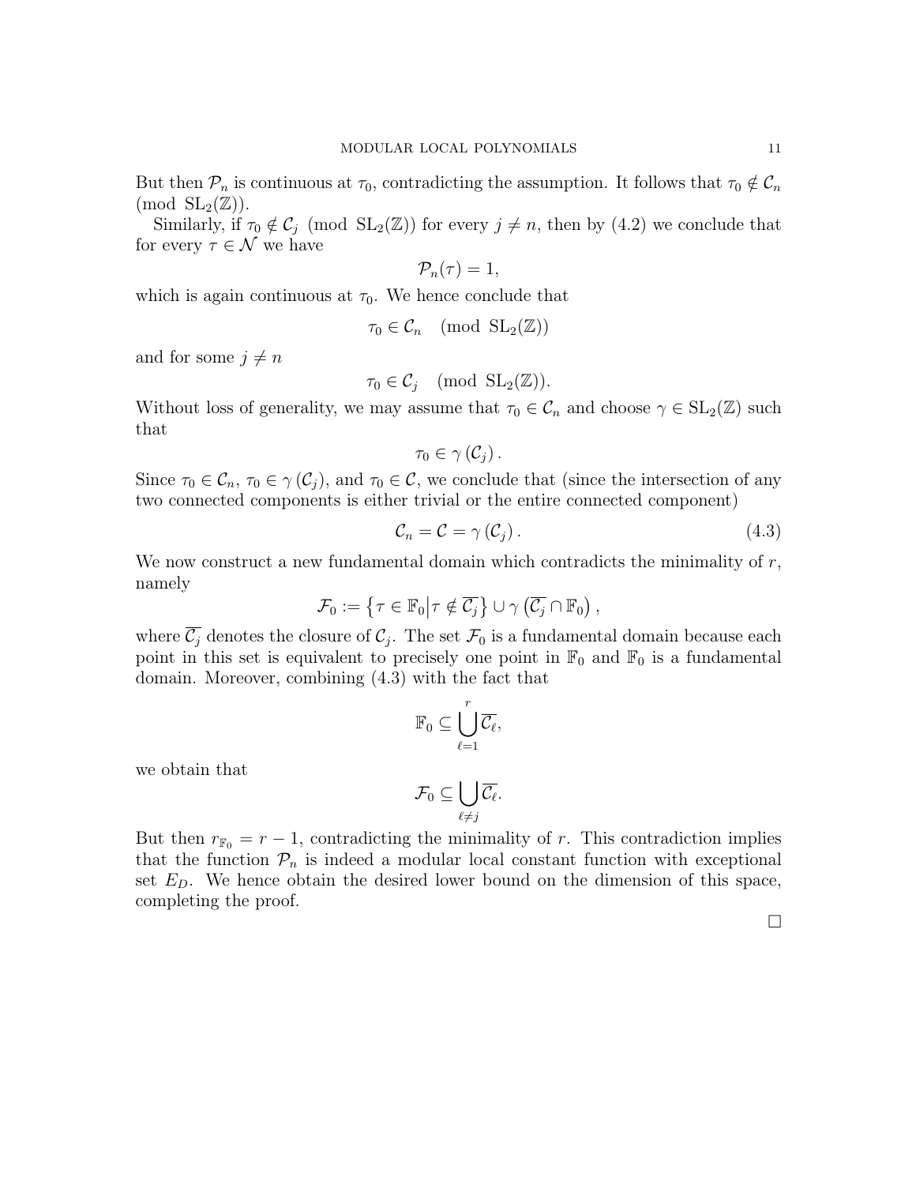But then $\mathcal{P}_n$ is continuous at $\tau_0$, contradicting the assumption. It follows that $\tau_0 \notin \mathcal{C}_n \pmod{\mathrm{SL}_2(\mathbb{Z})}$.

Similarly, if $\tau_0 \notin \mathcal{C}_j \pmod{\mathrm{SL}_2(\mathbb{Z})}$ for every $j \neq n$, then by (4.2) we conclude that for every $\tau \in \mathcal{N}$ we have

$$\mathcal{P}_n(\tau) = 1,$$

which is again continuous at $\tau_0$. We hence conclude that

$$\tau_0 \in \mathcal{C}_n \pmod{\mathrm{SL}_2(\mathbb{Z})}$$

and for some $j \neq n$

$$\tau_0 \in \mathcal{C}_j \pmod{\mathrm{SL}_2(\mathbb{Z})}.$$

Without loss of generality, we may assume that $\tau_0 \in \mathcal{C}_n$ and choose $\gamma \in \mathrm{SL}_2(\mathbb{Z})$ such that

$$\tau_0 \in \gamma\left(\mathcal{C}_j\right).$$

Since $\tau_0 \in \mathcal{C}_n$, $\tau_0 \in \gamma\left(\mathcal{C}_j\right)$, and $\tau_0 \in \mathcal{C}$, we conclude that (since the intersection of any two connected components is either trivial or the entire connected component)

$$\mathcal{C}_n = \mathcal{C} = \gamma\left(\mathcal{C}_j\right). \tag{4.3}$$

We now construct a new fundamental domain which contradicts the minimality of $r$, namely

$$\mathcal{F}_0 := \left\{\tau \in \mathbb{F}_0 \middle| \tau \notin \overline{\mathcal{C}_j}\right\} \cup \gamma\left(\overline{\mathcal{C}_j} \cap \mathbb{F}_0\right),$$

where $\overline{\mathcal{C}_j}$ denotes the closure of $\mathcal{C}_j$. The set $\mathcal{F}_0$ is a fundamental domain because each point in this set is equivalent to precisely one point in $\mathbb{F}_0$ and $\mathbb{F}_0$ is a fundamental domain. Moreover, combining (4.3) with the fact that

$$\mathbb{F}_0 \subseteq \bigcup_{\ell=1}^{r} \overline{\mathcal{C}_\ell},$$

we obtain that

$$\mathcal{F}_0 \subseteq \bigcup_{\ell \neq j} \overline{\mathcal{C}_\ell}.$$

But then $r_{\mathbb{F}_0} = r - 1$, contradicting the minimality of $r$. This contradiction implies that the function $\mathcal{P}_n$ is indeed a modular local constant function with exceptional set $E_D$. We hence obtain the desired lower bound on the dimension of this space, completing the proof.

□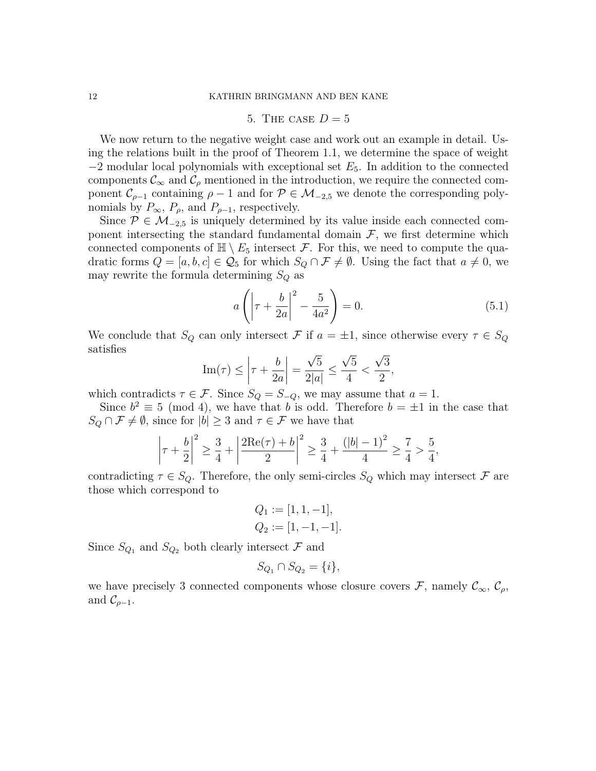## 5. The case $D = 5$

We now return to the negative weight case and work out an example in detail. Using the relations built in the proof of Theorem 1.1, we determine the space of weight $-2$ modular local polynomials with exceptional set $E_5$. In addition to the connected components $\mathcal{C}_\infty$ and $\mathcal{C}_\rho$ mentioned in the introduction, we require the connected component $\mathcal{C}_{\rho-1}$ containing $\rho - 1$ and for $\mathcal{P} \in \mathcal{M}_{-2,5}$ we denote the corresponding polynomials by $P_\infty$, $P_\rho$, and $P_{\rho-1}$, respectively.

Since $\mathcal{P} \in \mathcal{M}_{-2,5}$ is uniquely determined by its value inside each connected component intersecting the standard fundamental domain $\mathcal{F}$, we first determine which connected components of $\mathbb{H} \setminus E_5$ intersect $\mathcal{F}$. For this, we need to compute the quadratic forms $Q = [a, b, c] \in \mathcal{Q}_5$ for which $S_Q \cap \mathcal{F} \neq \emptyset$. Using the fact that $a \neq 0$, we may rewrite the formula determining $S_Q$ as

$$a\left(\left|\tau + \frac{b}{2a}\right|^2 - \frac{5}{4a^2}\right) = 0. \tag{5.1}$$

We conclude that $S_Q$ can only intersect $\mathcal{F}$ if $a = \pm 1$, since otherwise every $\tau \in S_Q$ satisfies

$$\mathrm{Im}(\tau) \leq \left|\tau + \frac{b}{2a}\right| = \frac{\sqrt{5}}{2|a|} \leq \frac{\sqrt{5}}{4} < \frac{\sqrt{3}}{2},$$

which contradicts $\tau \in \mathcal{F}$. Since $S_Q = S_{-Q}$, we may assume that $a = 1$.

Since $b^2 \equiv 5 \pmod{4}$, we have that $b$ is odd. Therefore $b = \pm 1$ in the case that $S_Q \cap \mathcal{F} \neq \emptyset$, since for $|b| \geq 3$ and $\tau \in \mathcal{F}$ we have that

$$\left|\tau + \frac{b}{2}\right|^2 \geq \frac{3}{4} + \left|\frac{2\mathrm{Re}(\tau) + b}{2}\right|^2 \geq \frac{3}{4} + \frac{(|b| - 1)^2}{4} \geq \frac{7}{4} > \frac{5}{4},$$

contradicting $\tau \in S_Q$. Therefore, the only semi-circles $S_Q$ which may intersect $\mathcal{F}$ are those which correspond to

$$Q_1 := [1, 1, -1],$$
$$Q_2 := [1, -1, -1].$$

Since $S_{Q_1}$ and $S_{Q_2}$ both clearly intersect $\mathcal{F}$ and

$$S_{Q_1} \cap S_{Q_2} = \{i\},$$

we have precisely 3 connected components whose closure covers $\mathcal{F}$, namely $\mathcal{C}_\infty$, $\mathcal{C}_\rho$, and $\mathcal{C}_{\rho-1}$.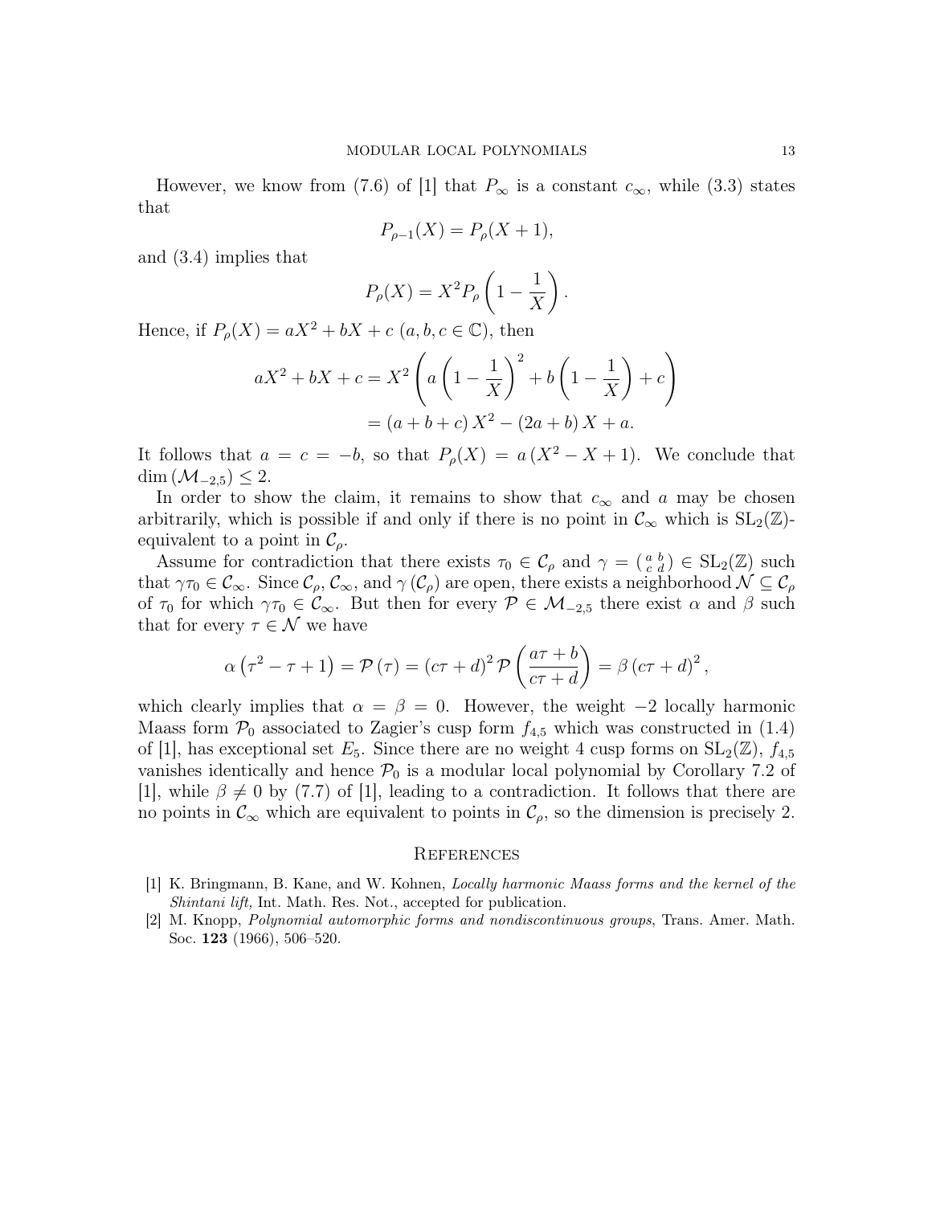However, we know from (7.6) of [1] that $P_\infty$ is a constant $c_\infty$, while (3.3) states that

$$P_{\rho-1}(X) = P_\rho(X+1),$$

and (3.4) implies that

$$P_\rho(X) = X^2 P_\rho\left(1 - \frac{1}{X}\right).$$

Hence, if $P_\rho(X) = aX^2 + bX + c$ ($a, b, c \in \mathbb{C}$), then

$$\begin{aligned} aX^2 + bX + c &= X^2\left(a\left(1-\frac{1}{X}\right)^2 + b\left(1-\frac{1}{X}\right) + c\right) \\ &= (a+b+c)\,X^2 - (2a+b)\,X + a. \end{aligned}$$

It follows that $a = c = -b$, so that $P_\rho(X) = a\left(X^2 - X + 1\right)$. We conclude that $\dim\left(\mathcal{M}_{-2,5}\right) \le 2$.

In order to show the claim, it remains to show that $c_\infty$ and $a$ may be chosen arbitrarily, which is possible if and only if there is no point in $\mathcal{C}_\infty$ which is $\mathrm{SL}_2(\mathbb{Z})$-equivalent to a point in $\mathcal{C}_\rho$.

Assume for contradiction that there exists $\tau_0 \in \mathcal{C}_\rho$ and $\gamma = \left(\begin{smallmatrix} a & b \\ c & d \end{smallmatrix}\right) \in \mathrm{SL}_2(\mathbb{Z})$ such that $\gamma\tau_0 \in \mathcal{C}_\infty$. Since $\mathcal{C}_\rho$, $\mathcal{C}_\infty$, and $\gamma\left(\mathcal{C}_\rho\right)$ are open, there exists a neighborhood $\mathcal{N} \subseteq \mathcal{C}_\rho$ of $\tau_0$ for which $\gamma\tau_0 \in \mathcal{C}_\infty$. But then for every $\mathcal{P} \in \mathcal{M}_{-2,5}$ there exist $\alpha$ and $\beta$ such that for every $\tau \in \mathcal{N}$ we have

$$\alpha\left(\tau^2 - \tau + 1\right) = \mathcal{P}\left(\tau\right) = \left(c\tau + d\right)^2 \mathcal{P}\left(\frac{a\tau + b}{c\tau + d}\right) = \beta\left(c\tau + d\right)^2,$$

which clearly implies that $\alpha = \beta = 0$. However, the weight $-2$ locally harmonic Maass form $\mathcal{P}_0$ associated to Zagier's cusp form $f_{4,5}$ which was constructed in (1.4) of [1], has exceptional set $E_5$. Since there are no weight 4 cusp forms on $\mathrm{SL}_2(\mathbb{Z})$, $f_{4,5}$ vanishes identically and hence $\mathcal{P}_0$ is a modular local polynomial by Corollary 7.2 of [1], while $\beta \neq 0$ by (7.7) of [1], leading to a contradiction. It follows that there are no points in $\mathcal{C}_\infty$ which are equivalent to points in $\mathcal{C}_\rho$, so the dimension is precisely 2.

## References

[1] K. Bringmann, B. Kane, and W. Kohnen, *Locally harmonic Maass forms and the kernel of the Shintani lift,* Int. Math. Res. Not., accepted for publication.

[2] M. Knopp, *Polynomial automorphic forms and nondiscontinuous groups*, Trans. Amer. Math. Soc. **123** (1966), 506–520.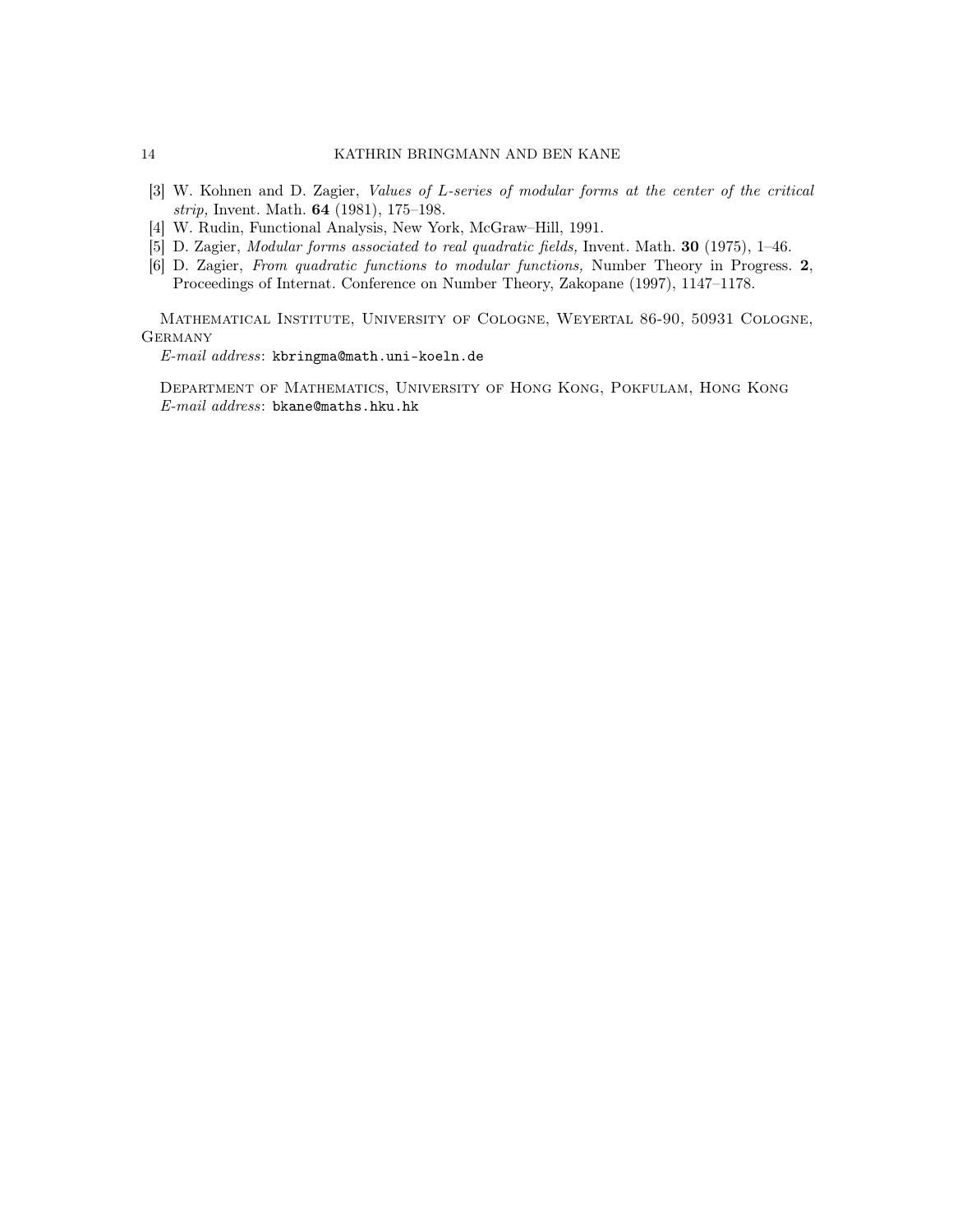[3] W. Kohnen and D. Zagier, *Values of L-series of modular forms at the center of the critical strip,* Invent. Math. **64** (1981), 175–198.

[4] W. Rudin, Functional Analysis, New York, McGraw–Hill, 1991.

[5] D. Zagier, *Modular forms associated to real quadratic fields,* Invent. Math. **30** (1975), 1–46.

[6] D. Zagier, *From quadratic functions to modular functions,* Number Theory in Progress. **2**, Proceedings of Internat. Conference on Number Theory, Zakopane (1997), 1147–1178.

Mathematical Institute, University of Cologne, Weyertal 86-90, 50931 Cologne, Germany

*E-mail address*: kbringma@math.uni-koeln.de

Department of Mathematics, University of Hong Kong, Pokfulam, Hong Kong

*E-mail address*: bkane@maths.hku.hk